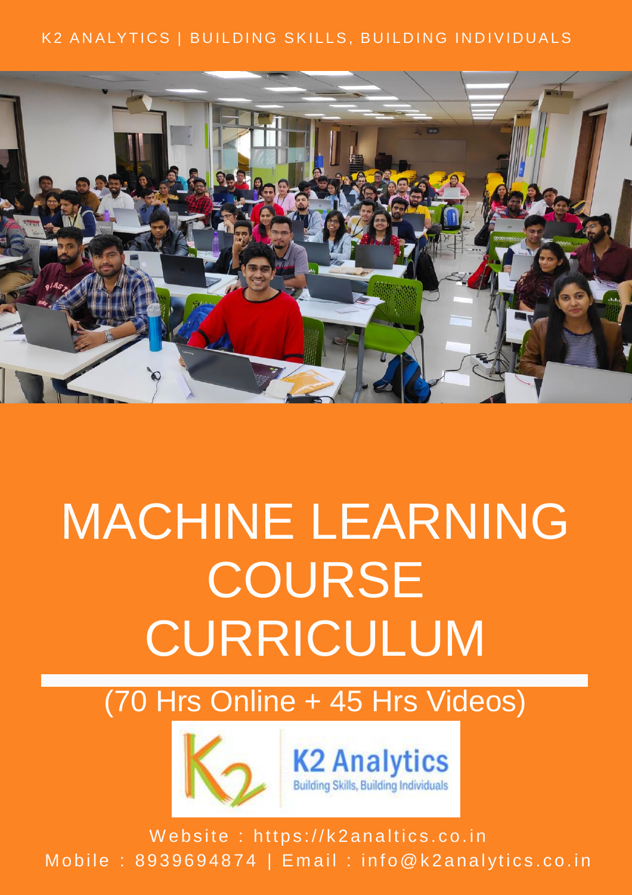K2 ANALYTICS | BUILDING SKILLS, BUILDING INDIVIDUALS

# MACHINE LEARNING COURSE CURRICULUM

(70 Hrs Online + 45 Hrs Videos)

K2 Analytics
Building Skills, Building Individuals

Website : https://k2analtics.co.in
Mobile : 8939694874 | Email : info@k2analytics.co.in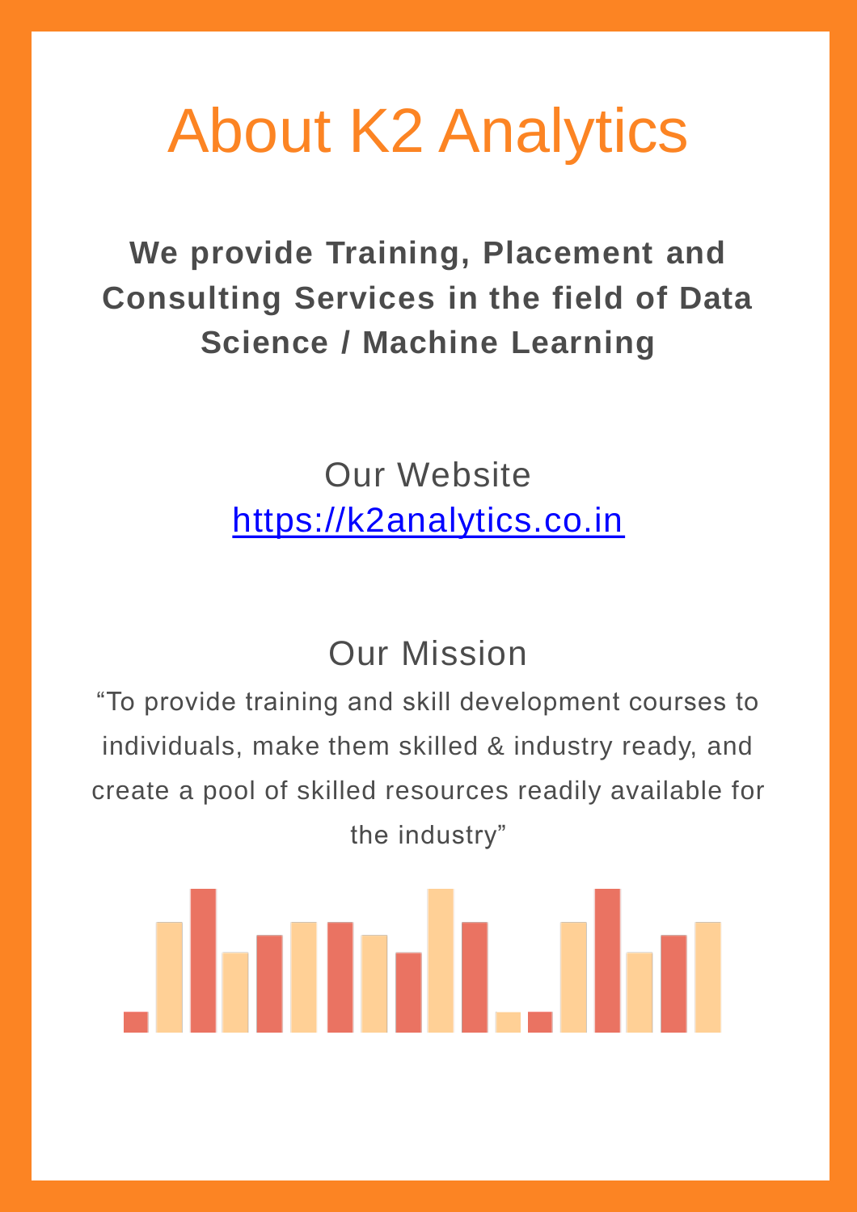# About K2 Analytics

**We provide Training, Placement and Consulting Services in the field of Data Science / Machine Learning**

## Our Website

[https://k2analytics.co.in](https://k2analytics.co.in)

## Our Mission

"To provide training and skill development courses to individuals, make them skilled & industry ready, and create a pool of skilled resources readily available for the industry"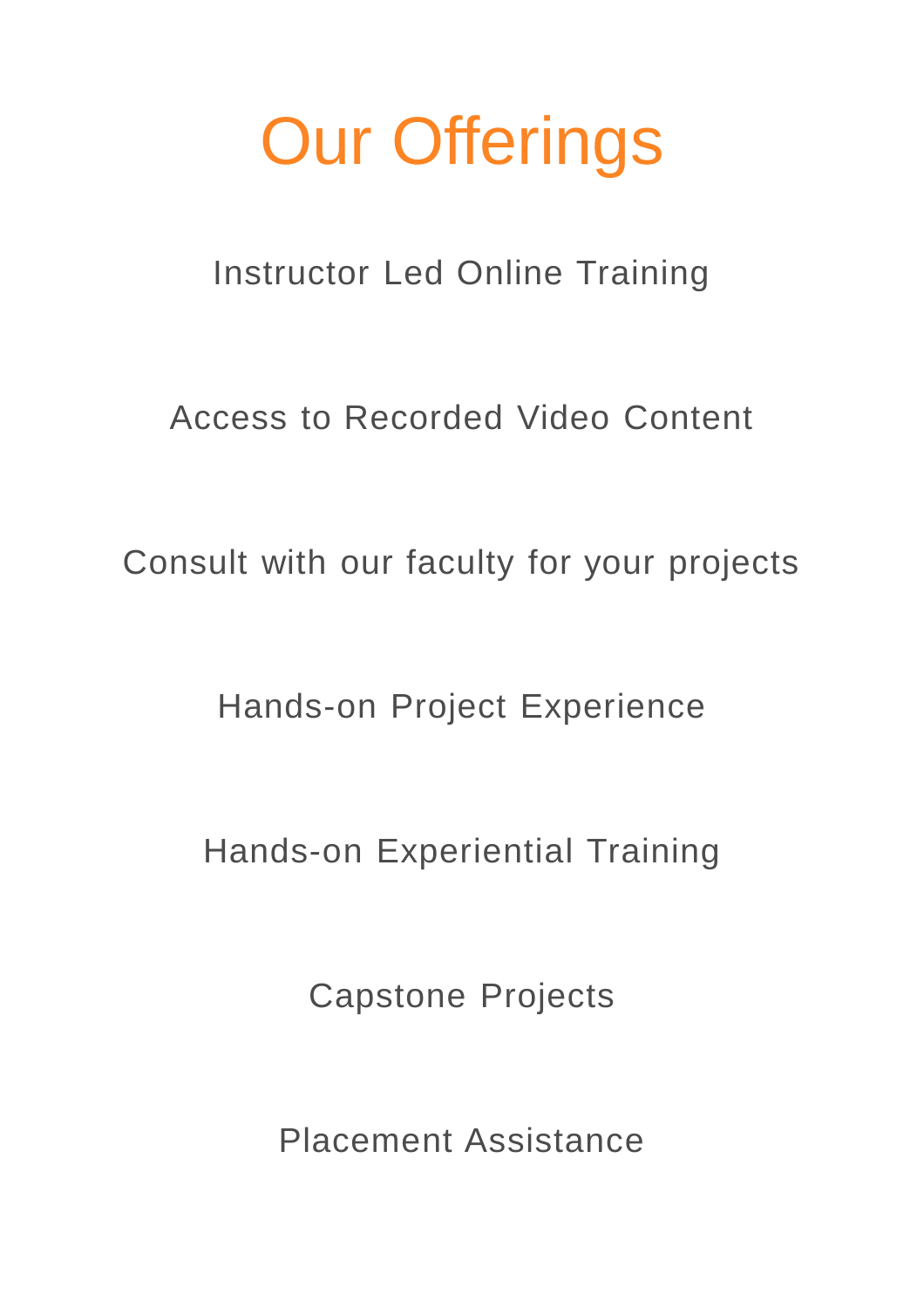# Our Offerings

Instructor Led Online Training

Access to Recorded Video Content

Consult with our faculty for your projects

Hands-on Project Experience

Hands-on Experiential Training

Capstone Projects

Placement Assistance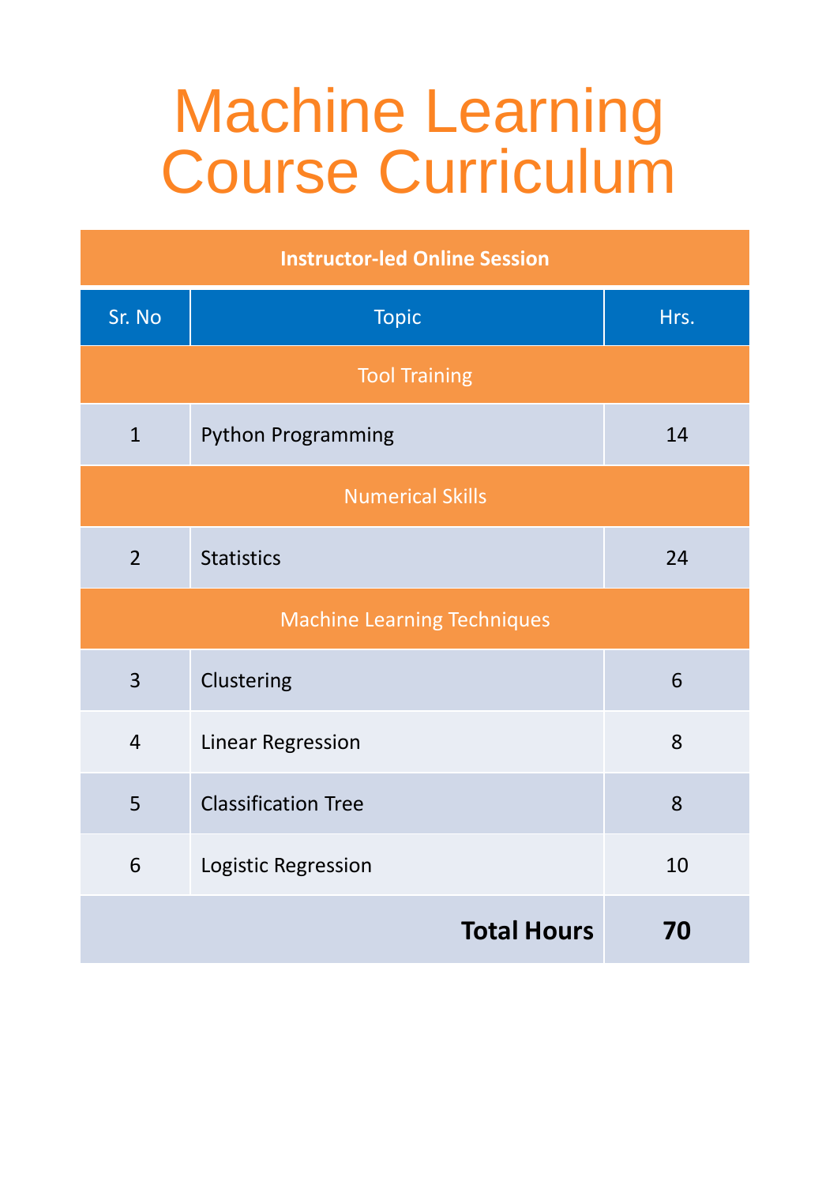# Machine Learning Course Curriculum

| Instructor-led Online Session | | |
|---|---|---|
| **Sr. No** | **Topic** | **Hrs.** |
| | Tool Training | |
| 1 | Python Programming | 14 |
| | Numerical Skills | |
| 2 | Statistics | 24 |
| | Machine Learning Techniques | |
| 3 | Clustering | 6 |
| 4 | Linear Regression | 8 |
| 5 | Classification Tree | 8 |
| 6 | Logistic Regression | 10 |
| | **Total Hours** | **70** |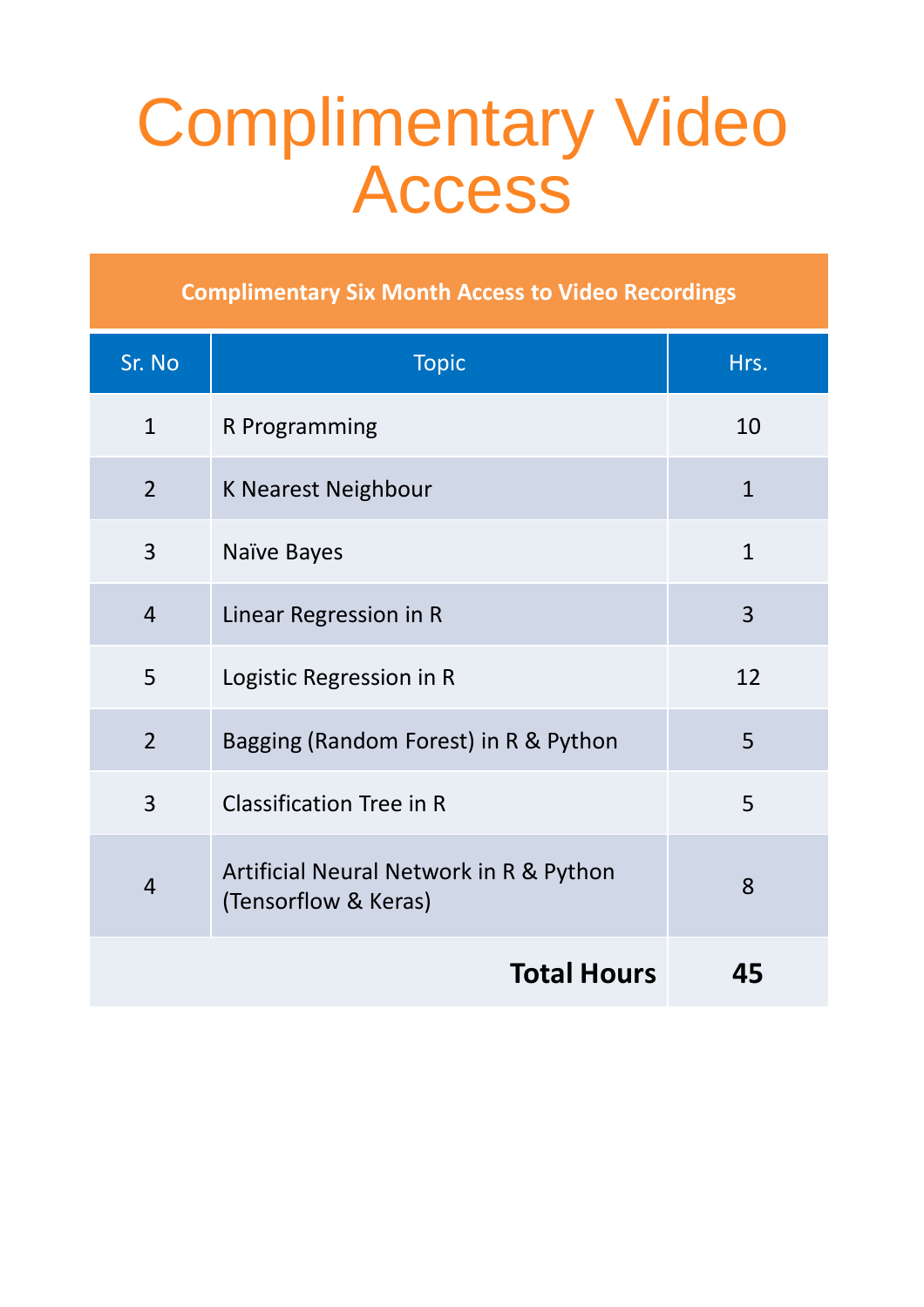# Complimentary Video Access

| Complimentary Six Month Access to Video Recordings | | |
|---|---|---|
| Sr. No | Topic | Hrs. |
| 1 | R Programming | 10 |
| 2 | K Nearest Neighbour | 1 |
| 3 | Naïve Bayes | 1 |
| 4 | Linear Regression in R | 3 |
| 5 | Logistic Regression in R | 12 |
| 2 | Bagging (Random Forest) in R & Python | 5 |
| 3 | Classification Tree in R | 5 |
| 4 | Artificial Neural Network in R & Python (Tensorflow & Keras) | 8 |
| | **Total Hours** | **45** |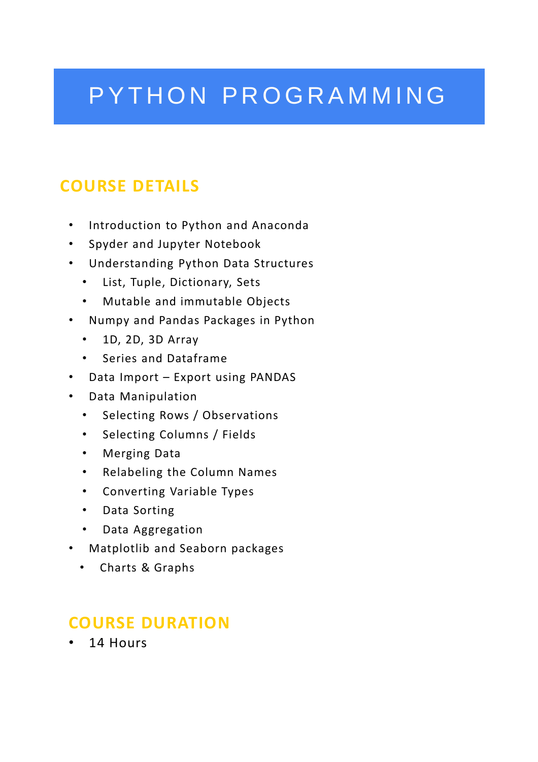# PYTHON PROGRAMMING

## COURSE DETAILS

- Introduction to Python and Anaconda
- Spyder and Jupyter Notebook
- Understanding Python Data Structures
  - List, Tuple, Dictionary, Sets
  - Mutable and immutable Objects
- Numpy and Pandas Packages in Python
  - 1D, 2D, 3D Array
  - Series and Dataframe
- Data Import – Export using PANDAS
- Data Manipulation
  - Selecting Rows / Observations
  - Selecting Columns / Fields
  - Merging Data
  - Relabeling the Column Names
  - Converting Variable Types
  - Data Sorting
  - Data Aggregation
- Matplotlib and Seaborn packages
  - Charts & Graphs

## COURSE DURATION

- 14 Hours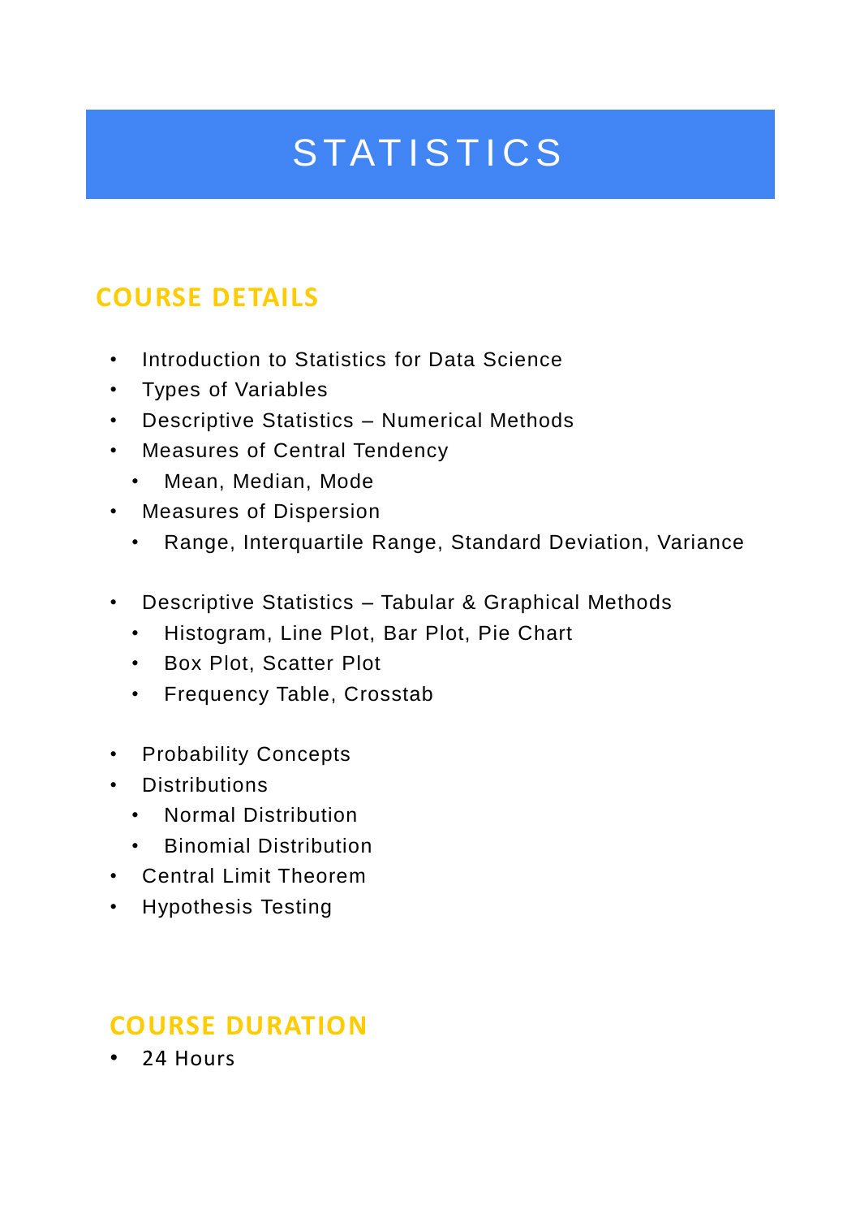# STATISTICS

## COURSE DETAILS

- Introduction to Statistics for Data Science
- Types of Variables
- Descriptive Statistics – Numerical Methods
- Measures of Central Tendency
  - Mean, Median, Mode
- Measures of Dispersion
  - Range, Interquartile Range, Standard Deviation, Variance

- Descriptive Statistics – Tabular & Graphical Methods
  - Histogram, Line Plot, Bar Plot, Pie Chart
  - Box Plot, Scatter Plot
  - Frequency Table, Crosstab

- Probability Concepts
- Distributions
  - Normal Distribution
  - Binomial Distribution
- Central Limit Theorem
- Hypothesis Testing

## COURSE DURATION

- 24 Hours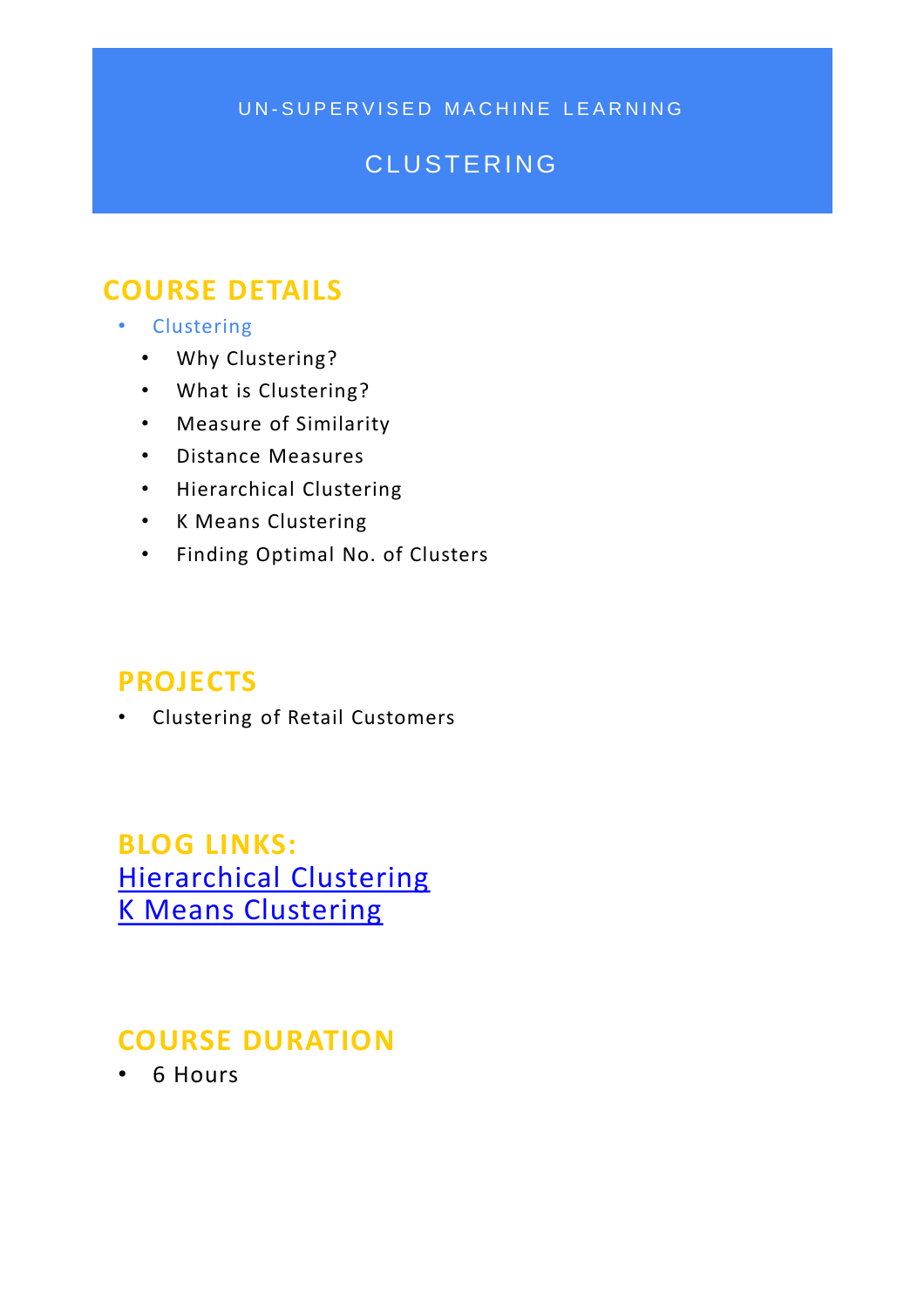# UN-SUPERVISED MACHINE LEARNING

## CLUSTERING

## COURSE DETAILS

- Clustering
  - Why Clustering?
  - What is Clustering?
  - Measure of Similarity
  - Distance Measures
  - Hierarchical Clustering
  - K Means Clustering
  - Finding Optimal No. of Clusters

## PROJECTS

- Clustering of Retail Customers

## BLOG LINKS:

Hierarchical Clustering
K Means Clustering

## COURSE DURATION

- 6 Hours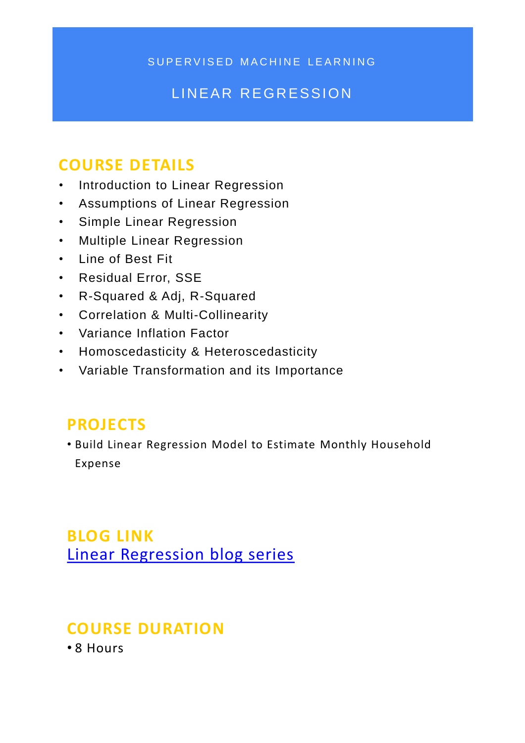# SUPERVISED MACHINE LEARNING

## LINEAR REGRESSION

### COURSE DETAILS

- Introduction to Linear Regression
- Assumptions of Linear Regression
- Simple Linear Regression
- Multiple Linear Regression
- Line of Best Fit
- Residual Error, SSE
- R-Squared & Adj, R-Squared
- Correlation & Multi-Collinearity
- Variance Inflation Factor
- Homoscedasticity & Heteroscedasticity
- Variable Transformation and its Importance

### PROJECTS

- Build Linear Regression Model to Estimate Monthly Household Expense

### BLOG LINK

Linear Regression blog series

### COURSE DURATION

- 8 Hours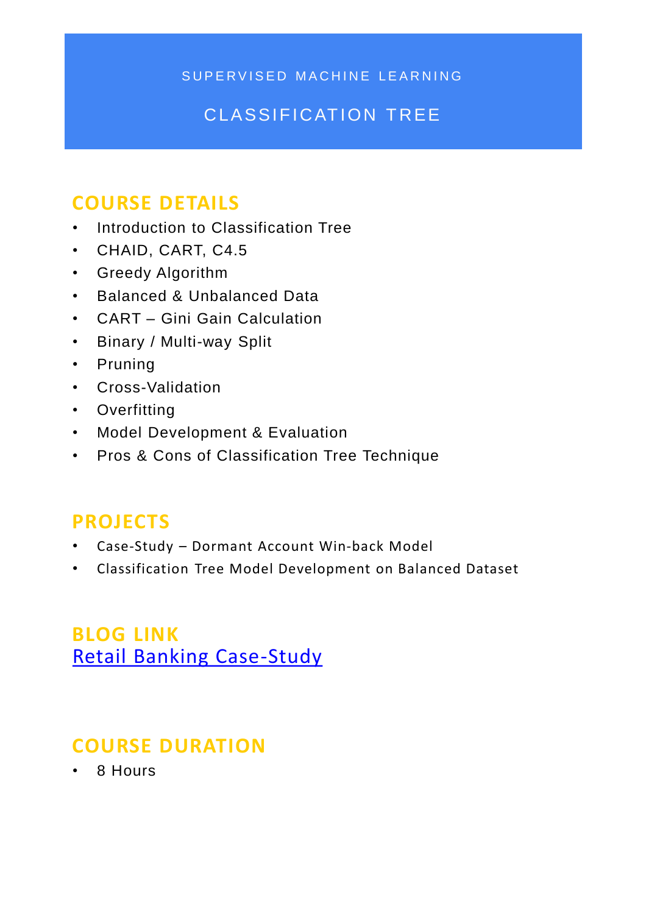SUPERVISED MACHINE LEARNING

# CLASSIFICATION TREE

## COURSE DETAILS

- Introduction to Classification Tree
- CHAID, CART, C4.5
- Greedy Algorithm
- Balanced & Unbalanced Data
- CART – Gini Gain Calculation
- Binary / Multi-way Split
- Pruning
- Cross-Validation
- Overfitting
- Model Development & Evaluation
- Pros & Cons of Classification Tree Technique

## PROJECTS

- Case-Study – Dormant Account Win-back Model
- Classification Tree Model Development on Balanced Dataset

## BLOG LINK

Retail Banking Case-Study

## COURSE DURATION

- 8 Hours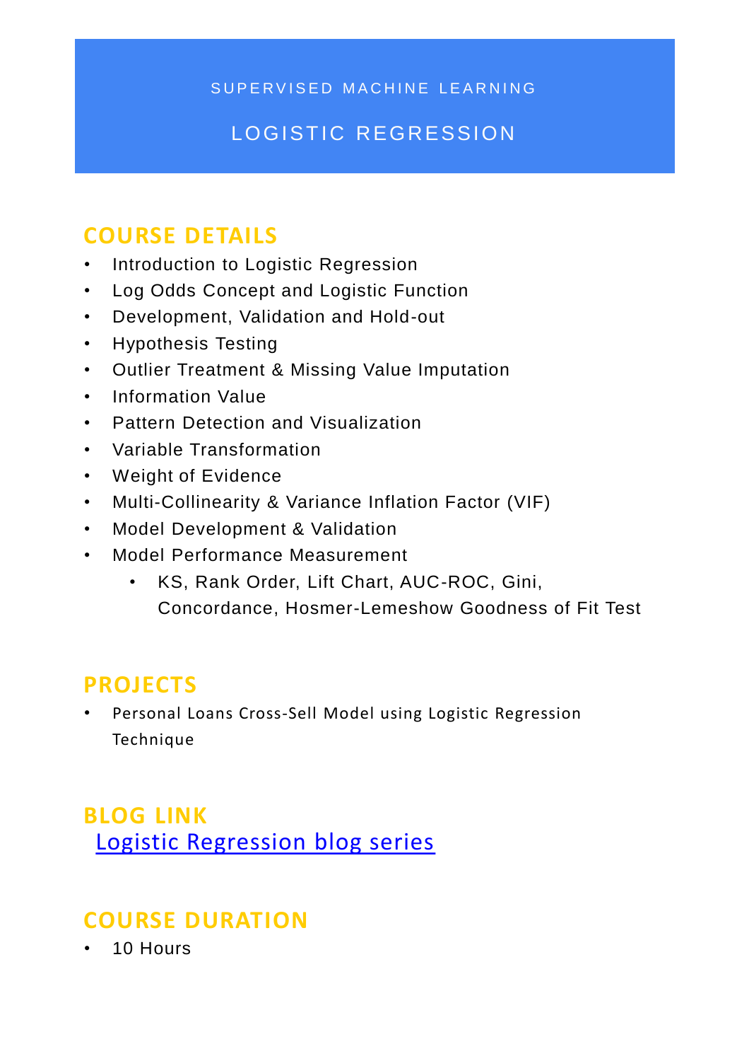SUPERVISED MACHINE LEARNING

# LOGISTIC REGRESSION

## COURSE DETAILS

- Introduction to Logistic Regression
- Log Odds Concept and Logistic Function
- Development, Validation and Hold-out
- Hypothesis Testing
- Outlier Treatment & Missing Value Imputation
- Information Value
- Pattern Detection and Visualization
- Variable Transformation
- Weight of Evidence
- Multi-Collinearity & Variance Inflation Factor (VIF)
- Model Development & Validation
- Model Performance Measurement
    - KS, Rank Order, Lift Chart, AUC-ROC, Gini, Concordance, Hosmer-Lemeshow Goodness of Fit Test

## PROJECTS

- Personal Loans Cross-Sell Model using Logistic Regression Technique

## BLOG LINK

Logistic Regression blog series

## COURSE DURATION

- 10 Hours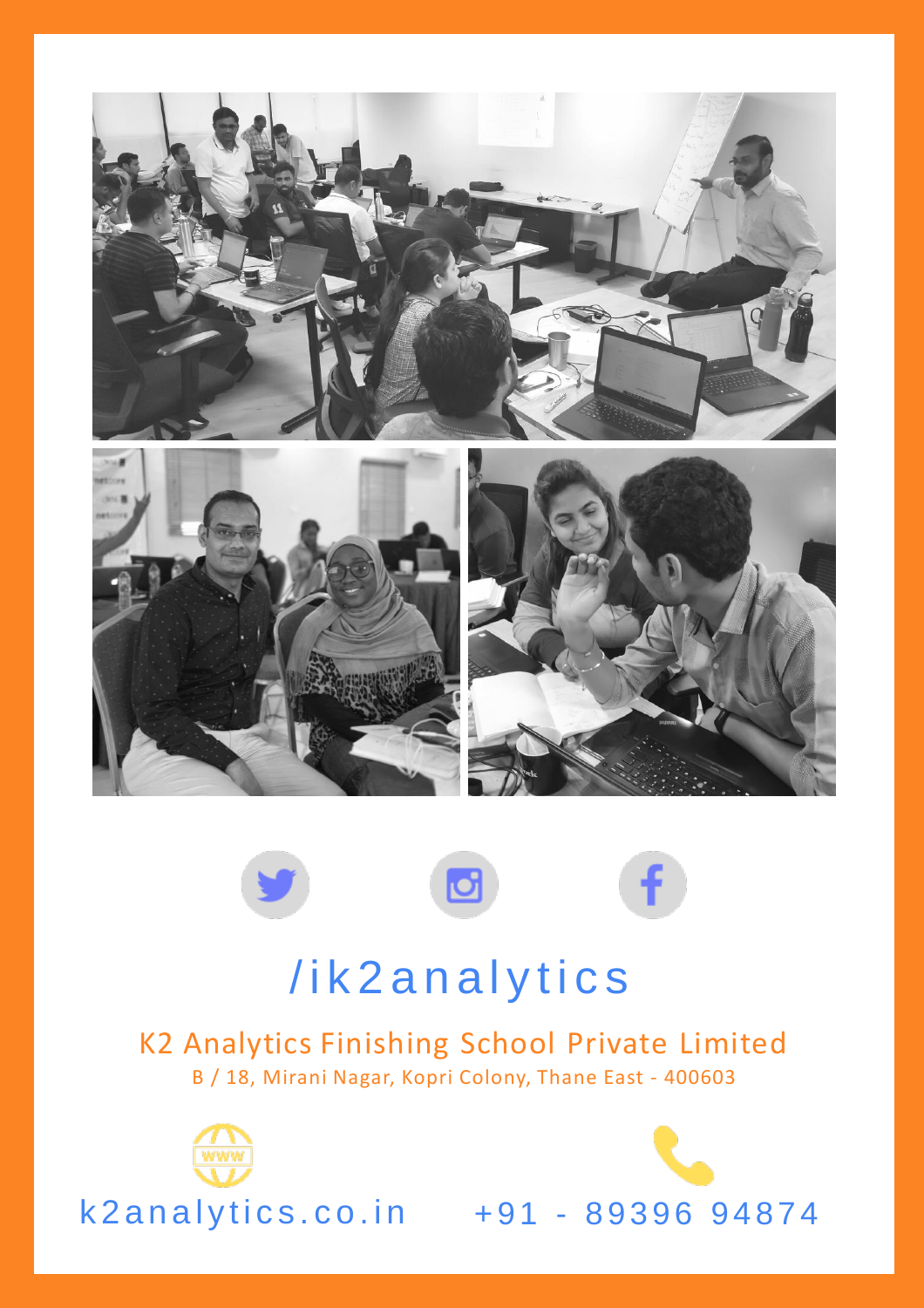/ik2analytics

K2 Analytics Finishing School Private Limited

B / 18, Mirani Nagar, Kopri Colony, Thane East - 400603

k2analytics.co.in

+91 - 89396 94874